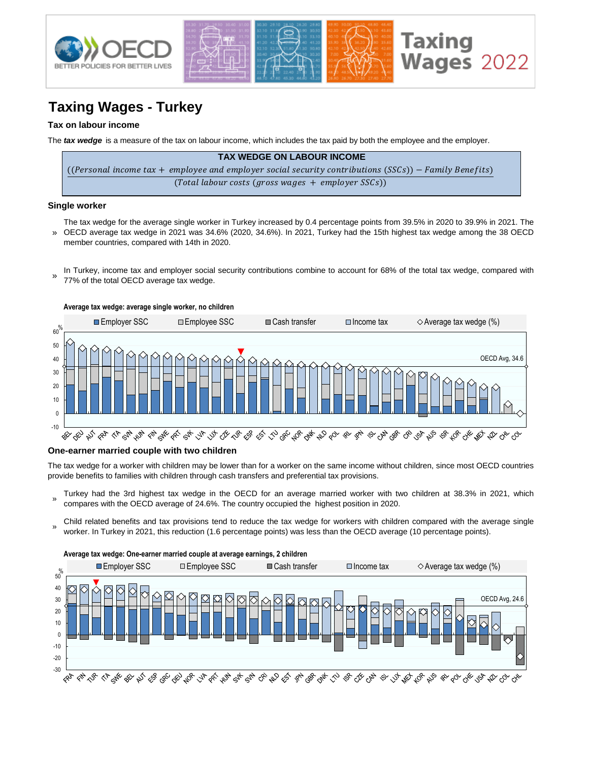# Taxing Wages - Turkey

### Tax on labour income

The ***tax wedge*** is a measure of the tax on labour income, which includes the tax paid by both the employee and the employer.

**TAX WEDGE ON LABOUR INCOME**

$$\frac{((Personal\ income\ tax + employee\ and\ employer\ social\ security\ contributions\ (SSCs)) - Family\ Benefits)}{(Total\ labour\ costs\ (gross\ wages + employer\ SSCs))}$$

### Single worker

» The tax wedge for the average single worker in Turkey increased by 0.4 percentage points from 39.5% in 2020 to 39.9% in 2021. The OECD average tax wedge in 2021 was 34.6% (2020, 34.6%). In 2021, Turkey had the 15th highest tax wedge among the 38 OECD member countries, compared with 14th in 2020.

» In Turkey, income tax and employer social security contributions combine to account for 68% of the total tax wedge, compared with 77% of the total OECD average tax wedge.

**Average tax wedge: average single worker, no children**

### One-earner married couple with two children

The tax wedge for a worker with children may be lower than for a worker on the same income without children, since most OECD countries provide benefits to families with children through cash transfers and preferential tax provisions.

» Turkey had the 3rd highest tax wedge in the OECD for an average married worker with two children at 38.3% in 2021, which compares with the OECD average of 24.6%. The country occupied the highest position in 2020.

» Child related benefits and tax provisions tend to reduce the tax wedge for workers with children compared with the average single worker. In Turkey in 2021, this reduction (1.6 percentage points) was less than the OECD average (10 percentage points).

**Average tax wedge: One-earner married couple at average earnings, 2 children**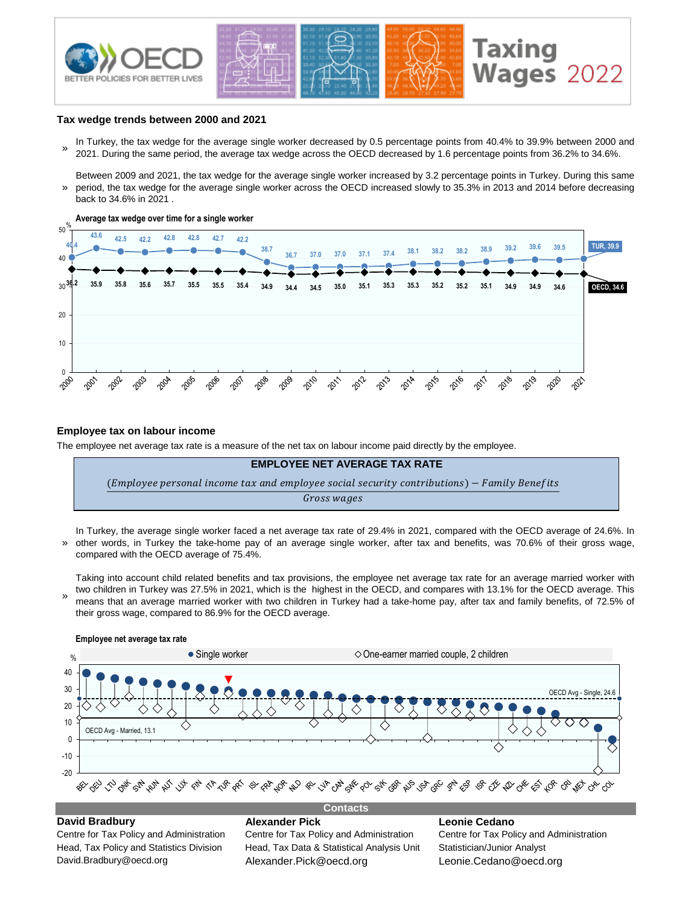## Tax wedge trends between 2000 and 2021

- In Turkey, the tax wedge for the average single worker decreased by 0.5 percentage points from 40.4% to 39.9% between 2000 and 2021. During the same period, the average tax wedge across the OECD decreased by 1.6 percentage points from 36.2% to 34.6%.
- Between 2009 and 2021, the tax wedge for the average single worker increased by 3.2 percentage points in Turkey. During this same period, the tax wedge for the average single worker across the OECD increased slowly to 35.3% in 2013 and 2014 before decreasing back to 34.6% in 2021 .

**Average tax wedge over time for a single worker**

%
50
40
30
20
10
0

40.4 43.6 42.5 42.2 42.8 42.8 42.7 42.2 38.7 36.7 37.0 37.0 37.1 37.4 38.1 38.2 38.2 38.9 39.2 39.6 39.5

36.2 35.9 35.8 35.6 35.7 35.5 35.5 35.4 34.9 34.4 34.5 35.0 35.1 35.3 35.3 35.2 35.2 35.1 34.9 34.9 34.6

TUR, 39.9

OECD, 34.6

2000 2001 2002 2003 2004 2005 2006 2007 2008 2009 2010 2011 2012 2013 2014 2015 2016 2017 2018 2019 2020 2021

## Employee tax on labour income

The employee net average tax rate is a measure of the net tax on labour income paid directly by the employee.

**EMPLOYEE NET AVERAGE TAX RATE**

$$\frac{(Employee\ personal\ income\ tax\ and\ employee\ social\ security\ contributions) - Family\ Benefits}{Gross\ wages}$$

- In Turkey, the average single worker faced a net average tax rate of 29.4% in 2021, compared with the OECD average of 24.6%. In other words, in Turkey the take-home pay of an average single worker, after tax and benefits, was 70.6% of their gross wage, compared with the OECD average of 75.4%.
- Taking into account child related benefits and tax provisions, the employee net average tax rate for an average married worker with two children in Turkey was 27.5% in 2021, which is the highest in the OECD, and compares with 13.1% for the OECD average. This means that an average married worker with two children in Turkey had a take-home pay, after tax and family benefits, of 72.5% of their gross wage, compared to 86.9% for the OECD average.

**Employee net average tax rate**

● Single worker ◇ One-earner married couple, 2 children

%
40
30
20
10
0
-10
-20

OECD Avg - Single, 24.6

OECD Avg - Married, 13.1

BEL DEU LTU DNK SVN HUN AUT LUX FIN ITA TUR PRT ISL FRA NOR NLD IRL LVA CAN SWE POL SVK GBR AUS USA GRC JPN ESP ISR CZE NZL CHE EST KOR CRI MEX CHL COL

## Contacts

**David Bradbury**
Centre for Tax Policy and Administration
Head, Tax Policy and Statistics Division
David.Bradbury@oecd.org

**Alexander Pick**
Centre for Tax Policy and Administration
Head, Tax Data & Statistical Analysis Unit
Alexander.Pick@oecd.org

**Leonie Cedano**
Centre for Tax Policy and Administration
Statistician/Junior Analyst
Leonie.Cedano@oecd.org